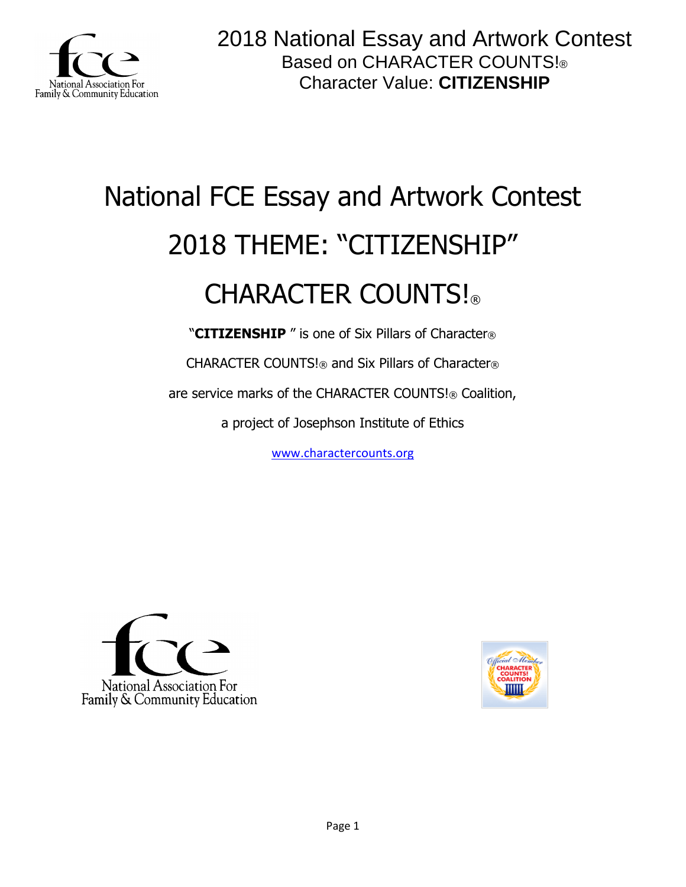2018 National Essay and Artwork Contest
Based on CHARACTER COUNTS!®
Character Value: **CITIZENSHIP**

# National FCE Essay and Artwork Contest

# 2018 THEME: "CITIZENSHIP"

# CHARACTER COUNTS!®

"**CITIZENSHIP** " is one of Six Pillars of Character®

CHARACTER COUNTS!® and Six Pillars of Character®

are service marks of the CHARACTER COUNTS!® Coalition,

a project of Josephson Institute of Ethics

www.charactercounts.org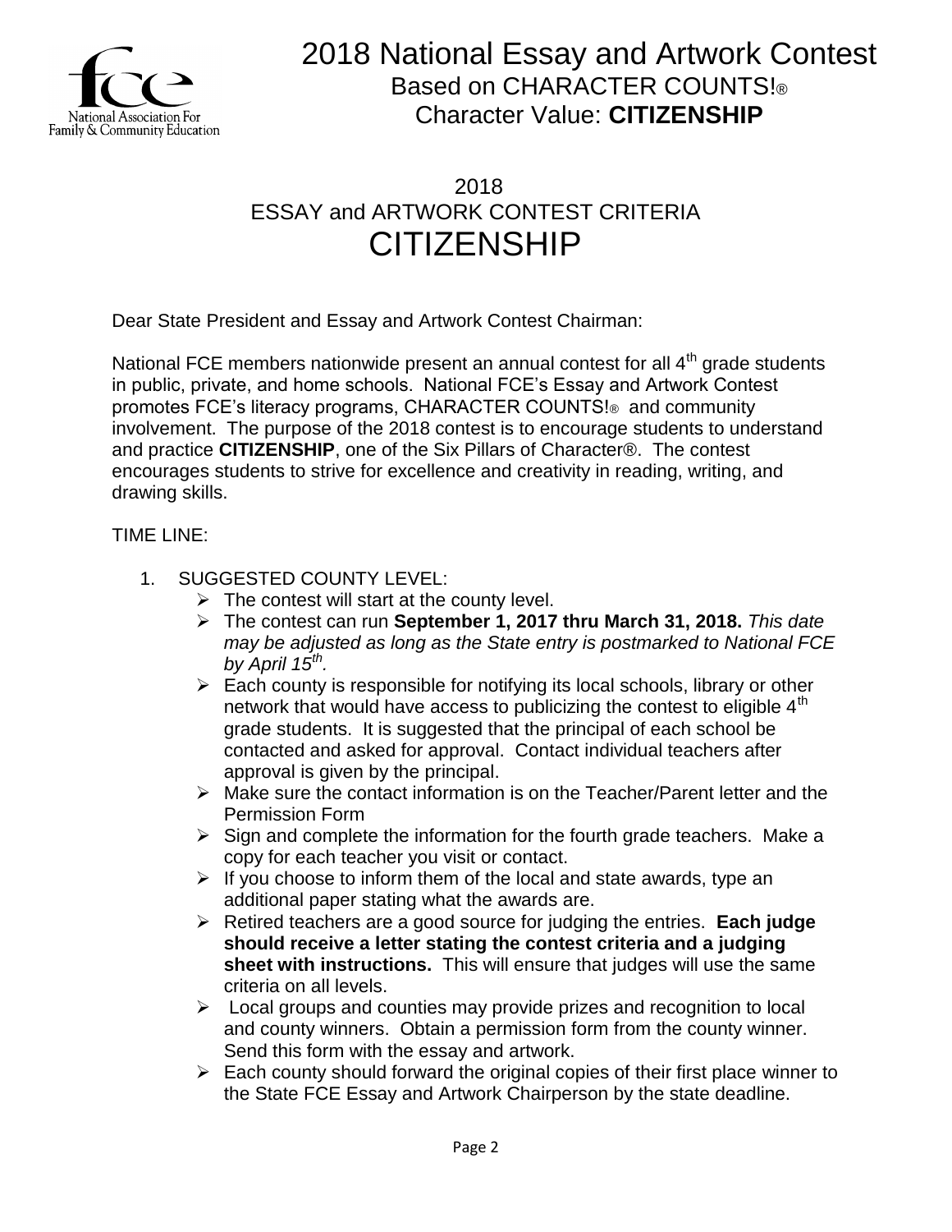# 2018 National Essay and Artwork Contest

## Based on CHARACTER COUNTS!®

## Character Value: **CITIZENSHIP**

2018

ESSAY and ARTWORK CONTEST CRITERIA

# CITIZENSHIP

Dear State President and Essay and Artwork Contest Chairman:

National FCE members nationwide present an annual contest for all 4th grade students in public, private, and home schools. National FCE's Essay and Artwork Contest promotes FCE's literacy programs, CHARACTER COUNTS!® and community involvement. The purpose of the 2018 contest is to encourage students to understand and practice **CITIZENSHIP**, one of the Six Pillars of Character®. The contest encourages students to strive for excellence and creativity in reading, writing, and drawing skills.

TIME LINE:

1. SUGGESTED COUNTY LEVEL:
   - The contest will start at the county level.
   - The contest can run **September 1, 2017 thru March 31, 2018.** *This date may be adjusted as long as the State entry is postmarked to National FCE by April 15th.*
   - Each county is responsible for notifying its local schools, library or other network that would have access to publicizing the contest to eligible 4th grade students. It is suggested that the principal of each school be contacted and asked for approval. Contact individual teachers after approval is given by the principal.
   - Make sure the contact information is on the Teacher/Parent letter and the Permission Form
   - Sign and complete the information for the fourth grade teachers. Make a copy for each teacher you visit or contact.
   - If you choose to inform them of the local and state awards, type an additional paper stating what the awards are.
   - Retired teachers are a good source for judging the entries. **Each judge should receive a letter stating the contest criteria and a judging sheet with instructions.** This will ensure that judges will use the same criteria on all levels.
   - Local groups and counties may provide prizes and recognition to local and county winners. Obtain a permission form from the county winner. Send this form with the essay and artwork.
   - Each county should forward the original copies of their first place winner to the State FCE Essay and Artwork Chairperson by the state deadline.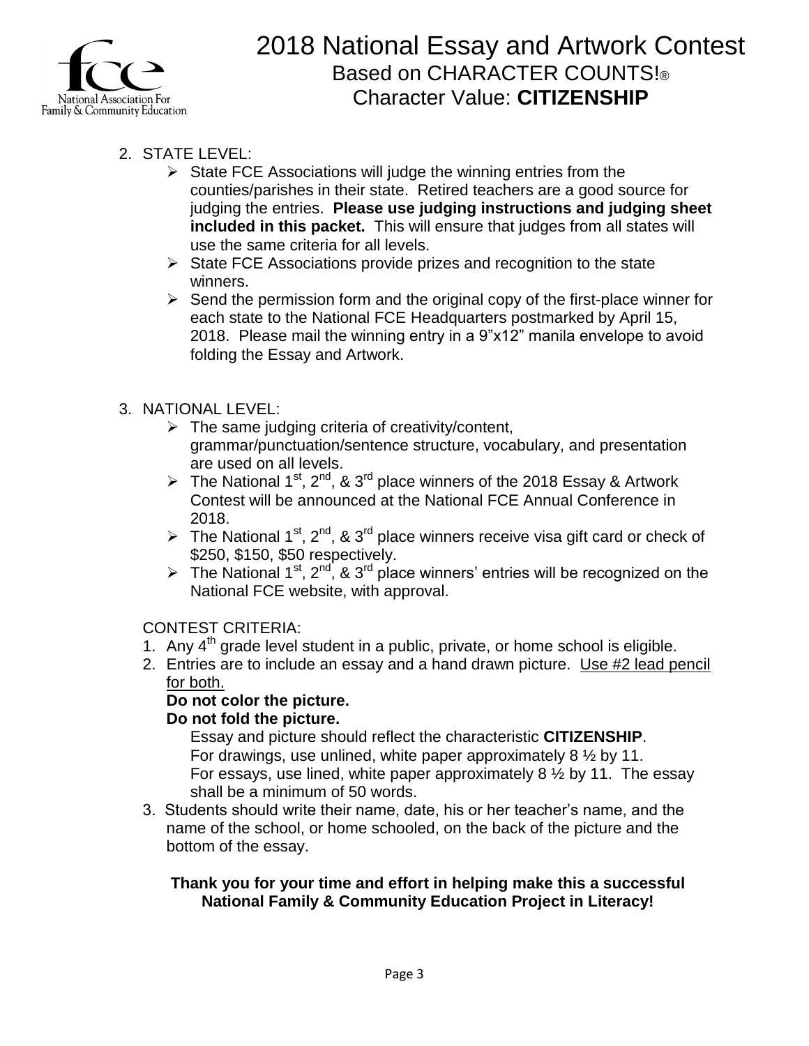# 2018 National Essay and Artwork Contest

## Based on CHARACTER COUNTS!®

## Character Value: **CITIZENSHIP**

2. STATE LEVEL:
   - State FCE Associations will judge the winning entries from the counties/parishes in their state. Retired teachers are a good source for judging the entries. **Please use judging instructions and judging sheet included in this packet.** This will ensure that judges from all states will use the same criteria for all levels.
   - State FCE Associations provide prizes and recognition to the state winners.
   - Send the permission form and the original copy of the first-place winner for each state to the National FCE Headquarters postmarked by April 15, 2018. Please mail the winning entry in a 9"x12" manila envelope to avoid folding the Essay and Artwork.

3. NATIONAL LEVEL:
   - The same judging criteria of creativity/content, grammar/punctuation/sentence structure, vocabulary, and presentation are used on all levels.
   - The National 1st, 2nd, & 3rd place winners of the 2018 Essay & Artwork Contest will be announced at the National FCE Annual Conference in 2018.
   - The National 1st, 2nd, & 3rd place winners receive visa gift card or check of $250, $150, $50 respectively.
   - The National 1st, 2nd, & 3rd place winners' entries will be recognized on the National FCE website, with approval.

CONTEST CRITERIA:

1. Any 4th grade level student in a public, private, or home school is eligible.
2. Entries are to include an essay and a hand drawn picture. Use #2 lead pencil for both.

   **Do not color the picture.**

   **Do not fold the picture.**

   Essay and picture should reflect the characteristic **CITIZENSHIP**.
   For drawings, use unlined, white paper approximately 8 ½ by 11.
   For essays, use lined, white paper approximately 8 ½ by 11. The essay shall be a minimum of 50 words.
3. Students should write their name, date, his or her teacher's name, and the name of the school, or home schooled, on the back of the picture and the bottom of the essay.

**Thank you for your time and effort in helping make this a successful National Family & Community Education Project in Literacy!**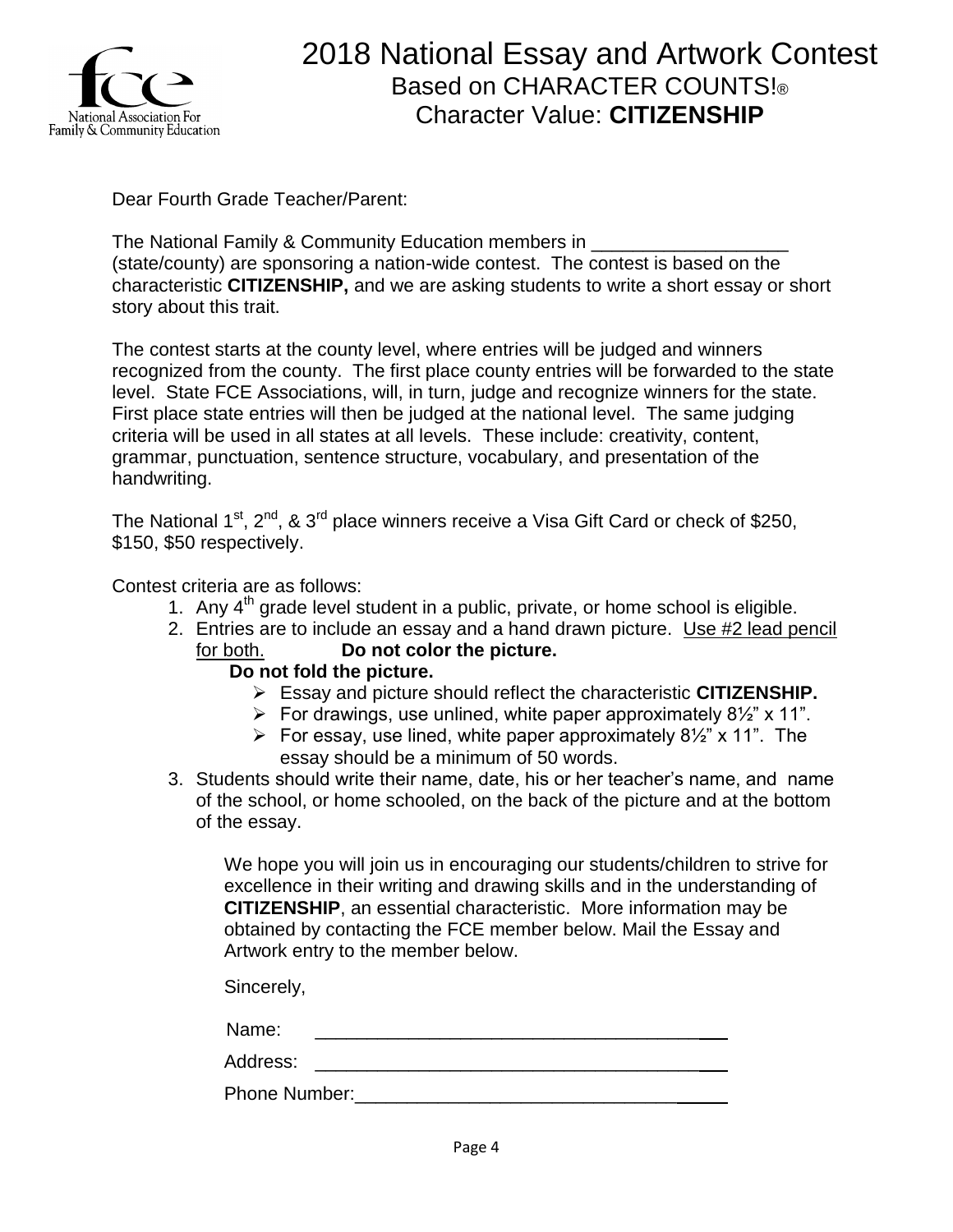fce
National Association For
Family & Community Education

# 2018 National Essay and Artwork Contest

## Based on CHARACTER COUNTS!®

## Character Value: **CITIZENSHIP**

Dear Fourth Grade Teacher/Parent:

The National Family & Community Education members in ___________________ (state/county) are sponsoring a nation-wide contest. The contest is based on the characteristic **CITIZENSHIP,** and we are asking students to write a short essay or short story about this trait.

The contest starts at the county level, where entries will be judged and winners recognized from the county. The first place county entries will be forwarded to the state level. State FCE Associations, will, in turn, judge and recognize winners for the state. First place state entries will then be judged at the national level. The same judging criteria will be used in all states at all levels. These include: creativity, content, grammar, punctuation, sentence structure, vocabulary, and presentation of the handwriting.

The National 1st, 2nd, & 3rd place winners receive a Visa Gift Card or check of $250, $150, $50 respectively.

Contest criteria are as follows:

1. Any 4th grade level student in a public, private, or home school is eligible.
2. Entries are to include an essay and a hand drawn picture. <u>Use #2 lead pencil for both.</u> **Do not color the picture. Do not fold the picture.**
   - Essay and picture should reflect the characteristic **CITIZENSHIP.**
   - For drawings, use unlined, white paper approximately 8½" x 11".
   - For essay, use lined, white paper approximately 8½" x 11". The essay should be a minimum of 50 words.
3. Students should write their name, date, his or her teacher's name, and name of the school, or home schooled, on the back of the picture and at the bottom of the essay.

We hope you will join us in encouraging our students/children to strive for excellence in their writing and drawing skills and in the understanding of **CITIZENSHIP**, an essential characteristic. More information may be obtained by contacting the FCE member below. Mail the Essay and Artwork entry to the member below.

Sincerely,

Name: ________________________________________

Address: ________________________________________

Phone Number: ________________________________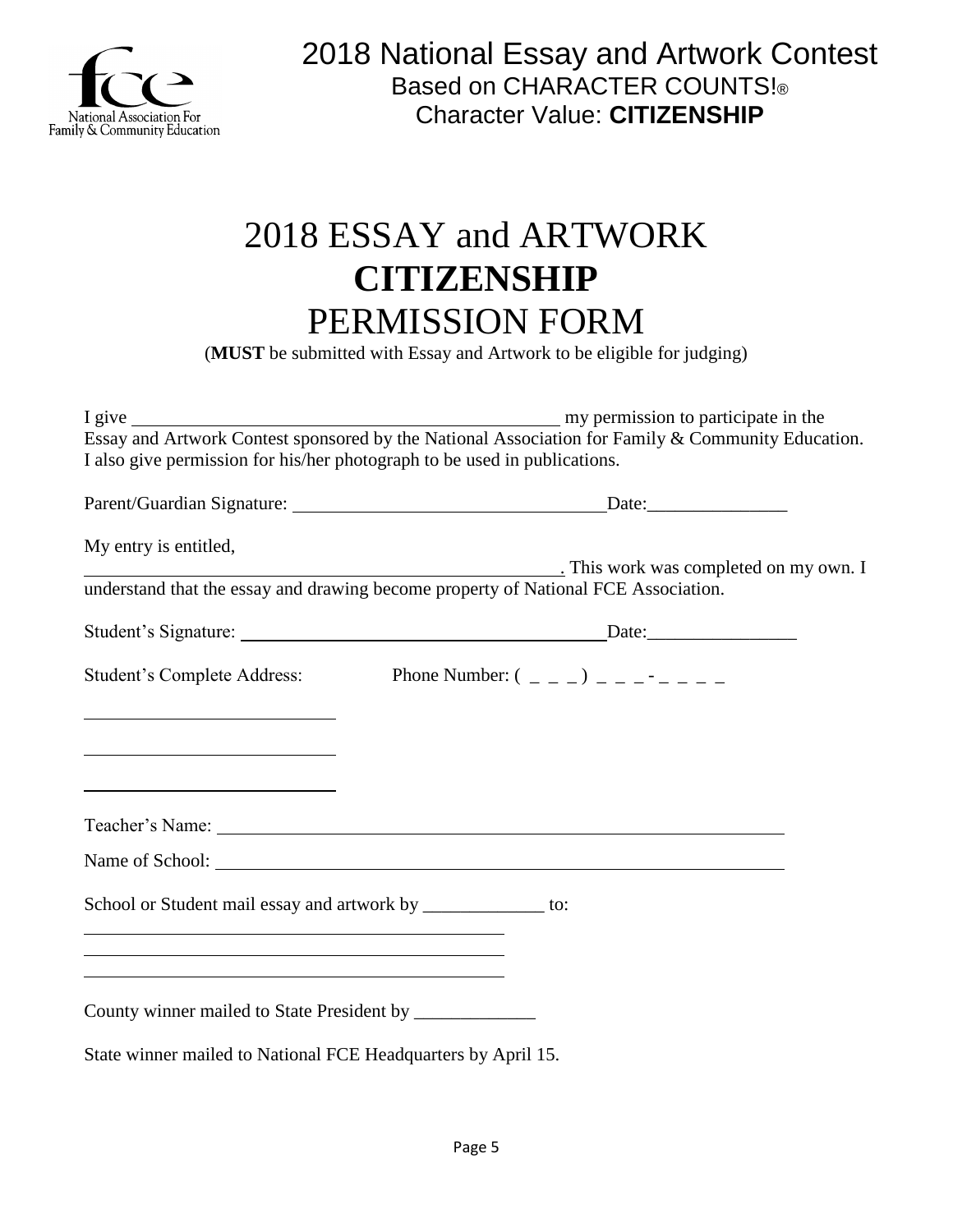2018 National Essay and Artwork Contest
Based on CHARACTER COUNTS!®
Character Value: **CITIZENSHIP**

# 2018 ESSAY and ARTWORK **CITIZENSHIP** PERMISSION FORM

(**MUST** be submitted with Essay and Artwork to be eligible for judging)

I give ______________________________________________ my permission to participate in the Essay and Artwork Contest sponsored by the National Association for Family & Community Education. I also give permission for his/her photograph to be used in publications.

Parent/Guardian Signature: ________________________________ Date:_______________

My entry is entitled,
____________________________________________________. This work was completed on my own. I understand that the essay and drawing become property of National FCE Association.

Student's Signature: ______________________________________ Date:________________

Student's Complete Address: Phone Number: ( _ _ _ ) _ _ _ - _ _ _ _

__________________________

__________________________

__________________________

Teacher's Name: ____________________________________________________________

Name of School: ____________________________________________________________

School or Student mail essay and artwork by _____________ to:

______________________________________________
______________________________________________
______________________________________________

County winner mailed to State President by _____________

State winner mailed to National FCE Headquarters by April 15.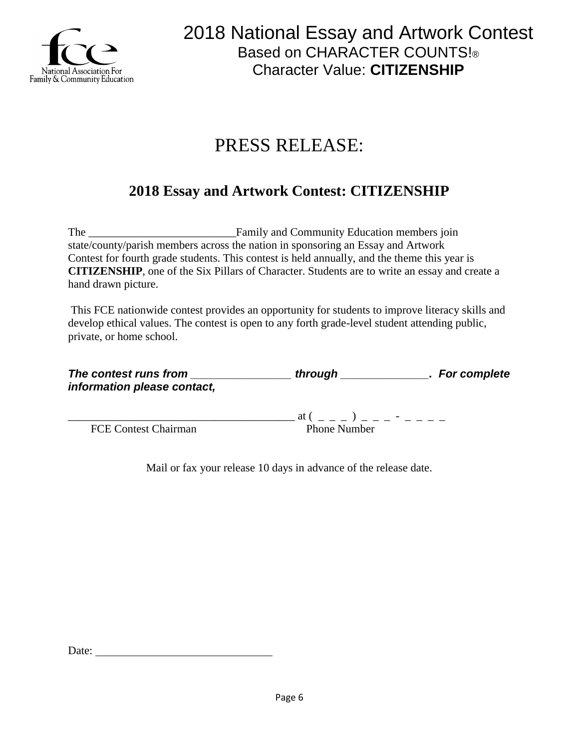2018 National Essay and Artwork Contest
Based on CHARACTER COUNTS!®
Character Value: **CITIZENSHIP**

# PRESS RELEASE:

## 2018 Essay and Artwork Contest: CITIZENSHIP

The __________________________Family and Community Education members join state/county/parish members across the nation in sponsoring an Essay and Artwork Contest for fourth grade students. This contest is held annually, and the theme this year is **CITIZENSHIP**, one of the Six Pillars of Character. Students are to write an essay and create a hand drawn picture.

This FCE nationwide contest provides an opportunity for students to improve literacy skills and develop ethical values. The contest is open to any forth grade-level student attending public, private, or home school.

***The contest runs from _________________ through _______________. For complete information please contact,***

________________________________________ at ( _ _ _ ) _ _ _ - _ _ _ _
FCE Contest Chairman Phone Number

Mail or fax your release 10 days in advance of the release date.

Date: ________________________________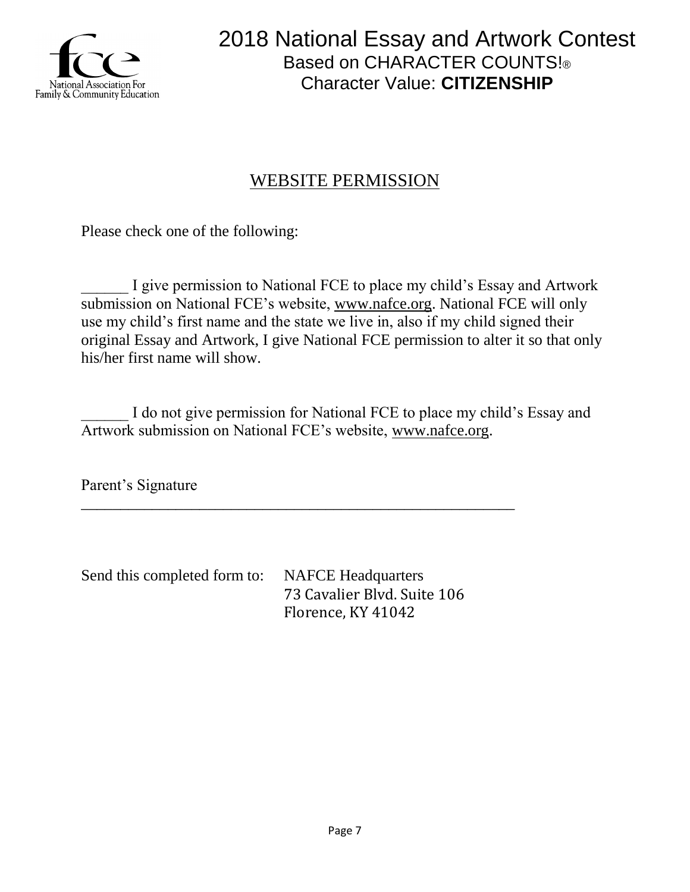# 2018 National Essay and Artwork Contest

Based on CHARACTER COUNTS!®

Character Value: **CITIZENSHIP**

## WEBSITE PERMISSION

Please check one of the following:

______ I give permission to National FCE to place my child's Essay and Artwork submission on National FCE's website, www.nafce.org. National FCE will only use my child's first name and the state we live in, also if my child signed their original Essay and Artwork, I give National FCE permission to alter it so that only his/her first name will show.

______ I do not give permission for National FCE to place my child's Essay and Artwork submission on National FCE's website, www.nafce.org.

Parent's Signature

_______________________________________________________

Send this completed form to: NAFCE Headquarters
73 Cavalier Blvd. Suite 106
Florence, KY 41042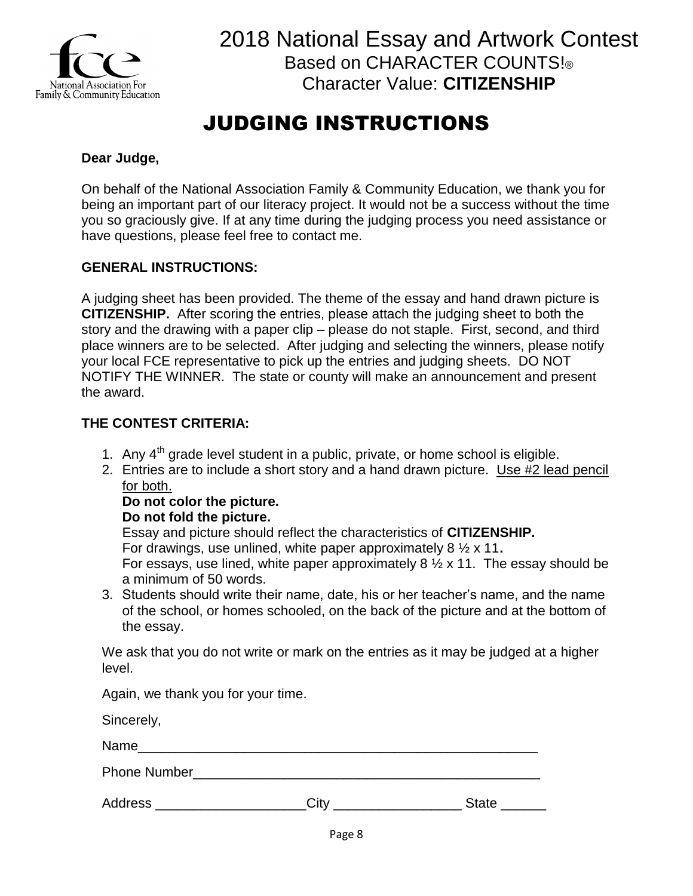# 2018 National Essay and Artwork Contest

Based on CHARACTER COUNTS!®

Character Value: **CITIZENSHIP**

## JUDGING INSTRUCTIONS

**Dear Judge,**

On behalf of the National Association Family & Community Education, we thank you for being an important part of our literacy project. It would not be a success without the time you so graciously give. If at any time during the judging process you need assistance or have questions, please feel free to contact me.

**GENERAL INSTRUCTIONS:**

A judging sheet has been provided. The theme of the essay and hand drawn picture is **CITIZENSHIP.** After scoring the entries, please attach the judging sheet to both the story and the drawing with a paper clip – please do not staple. First, second, and third place winners are to be selected. After judging and selecting the winners, please notify your local FCE representative to pick up the entries and judging sheets. DO NOT NOTIFY THE WINNER. The state or county will make an announcement and present the award.

**THE CONTEST CRITERIA:**

1. Any 4th grade level student in a public, private, or home school is eligible.
2. Entries are to include a short story and a hand drawn picture. <u>Use #2 lead pencil for both.</u>
   **Do not color the picture.**
   **Do not fold the picture.**
   Essay and picture should reflect the characteristics of **CITIZENSHIP.**
   For drawings, use unlined, white paper approximately 8 ½ x 11**.**
   For essays, use lined, white paper approximately 8 ½ x 11. The essay should be a minimum of 50 words.
3. Students should write their name, date, his or her teacher's name, and the name of the school, or homes schooled, on the back of the picture and at the bottom of the essay.

We ask that you do not write or mark on the entries as it may be judged at a higher level.

Again, we thank you for your time.

Sincerely,

Name_______________________________________________________

Phone Number_________________________________________________

Address ____________________City _________________ State ______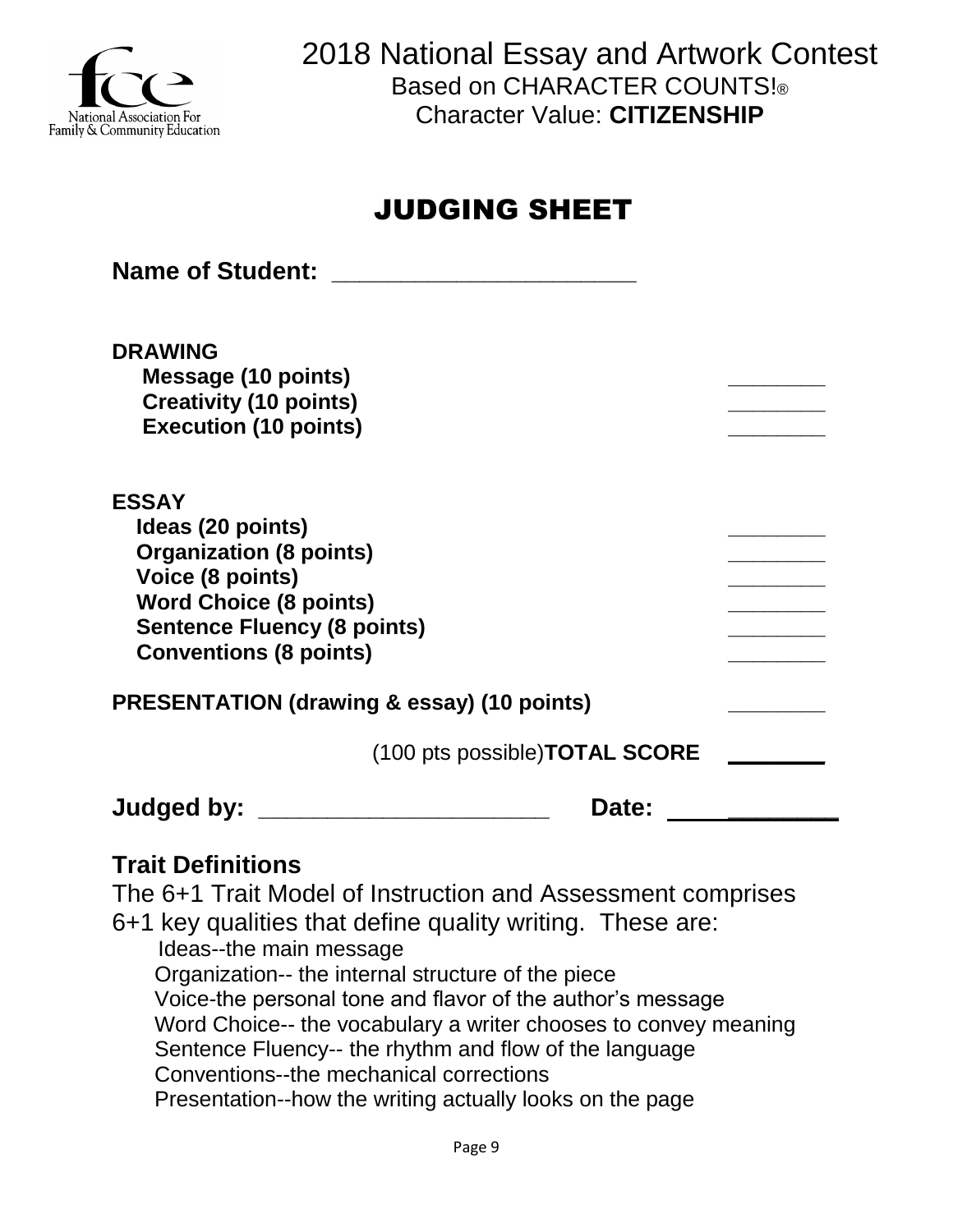2018 National Essay and Artwork Contest
Based on CHARACTER COUNTS!®
Character Value: **CITIZENSHIP**

# JUDGING SHEET

**Name of Student: ______________________**

**DRAWING**

**Message (10 points)** ________
**Creativity (10 points)** ________
**Execution (10 points)** ________

**ESSAY**

**Ideas (20 points)** ________
**Organization (8 points)** ________
**Voice (8 points)** ________
**Word Choice (8 points)** ________
**Sentence Fluency (8 points)** ________
**Conventions (8 points)** ________

**PRESENTATION (drawing & essay) (10 points)** ________

(100 pts possible)**TOTAL SCORE** ________

**Judged by: ______________________** **Date: ________**

## Trait Definitions

The 6+1 Trait Model of Instruction and Assessment comprises 6+1 key qualities that define quality writing. These are:

Ideas--the main message
Organization-- the internal structure of the piece
Voice-the personal tone and flavor of the author's message
Word Choice-- the vocabulary a writer chooses to convey meaning
Sentence Fluency-- the rhythm and flow of the language
Conventions--the mechanical corrections
Presentation--how the writing actually looks on the page